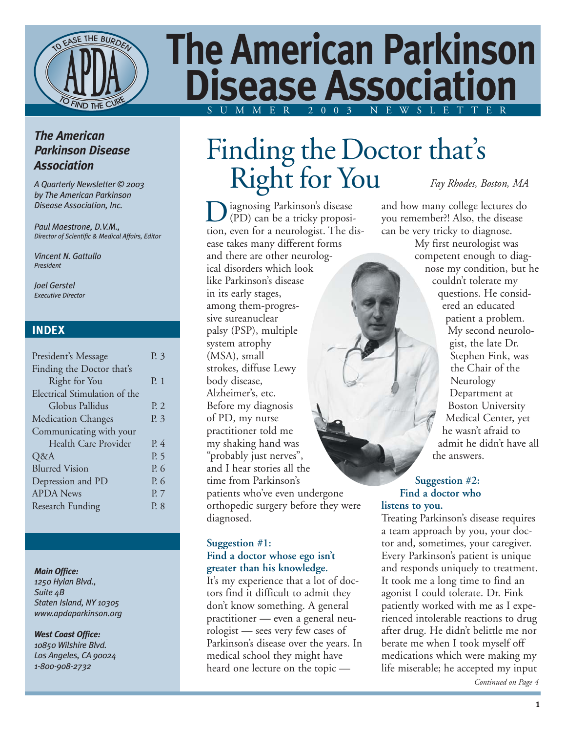# The American Parkinson Disease Association

SUMMER 2003 NEWSLETTER

***The American Parkinson Disease Association***

*A Quarterly Newsletter © 2003 by The American Parkinson Disease Association, Inc.*

*Paul Maestrone, D.V.M.,*
*Director of Scientific & Medical Affairs, Editor*

*Vincent N. Gattullo*
*President*

*Joel Gerstel*
*Executive Director*

## INDEX

| | |
|---|---|
| President's Message | P. 3 |
| Finding the Doctor that's Right for You | P. 1 |
| Electrical Stimulation of the Globus Pallidus | P. 2 |
| Medication Changes | P. 3 |
| Communicating with your Health Care Provider | P. 4 |
| Q&A | P. 5 |
| Blurred Vision | P. 6 |
| Depression and PD | P. 6 |
| APDA News | P. 7 |
| Research Funding | P. 8 |

***Main Office:***
*1250 Hylan Blvd.,*
*Suite 4B*
*Staten Island, NY 10305*
*www.apdaparkinson.org*

***West Coast Office:***
*10850 Wilshire Blvd.*
*Los Angeles, CA 90024*
*1-800-908-2732*

# Finding the Doctor that's Right for You

*Fay Rhodes, Boston, MA*

Diagnosing Parkinson's disease (PD) can be a tricky proposition, even for a neurologist. The disease takes many different forms and there are other neurological disorders which look like Parkinson's disease in its early stages, among them-progressive sureanuclear palsy (PSP), multiple system atrophy (MSA), small strokes, diffuse Lewy body disease, Alzheimer's, etc. Before my diagnosis of PD, my nurse practitioner told me my shaking hand was "probably just nerves", and I hear stories all the time from Parkinson's patients who've even undergone orthopedic surgery before they were diagnosed.

### Suggestion #1: Find a doctor whose ego isn't greater than his knowledge.

It's my experience that a lot of doctors find it difficult to admit they don't know something. A general practitioner — even a general neurologist — sees very few cases of Parkinson's disease over the years. In medical school they might have heard one lecture on the topic — and how many college lectures do you remember?! Also, the disease can be very tricky to diagnose.

My first neurologist was competent enough to diagnose my condition, but he couldn't tolerate my questions. He considered an educated patient a problem. My second neurologist, the late Dr. Stephen Fink, was the Chair of the Neurology Department at Boston University Medical Center, yet he wasn't afraid to admit he didn't have all the answers.

### Suggestion #2: Find a doctor who listens to you.

Treating Parkinson's disease requires a team approach by you, your doctor and, sometimes, your caregiver. Every Parkinson's patient is unique and responds uniquely to treatment. It took me a long time to find an agonist I could tolerate. Dr. Fink patiently worked with me as I experienced intolerable reactions to drug after drug. He didn't belittle me nor berate me when I took myself off medications which were making my life miserable; he accepted my input

*Continued on Page 4*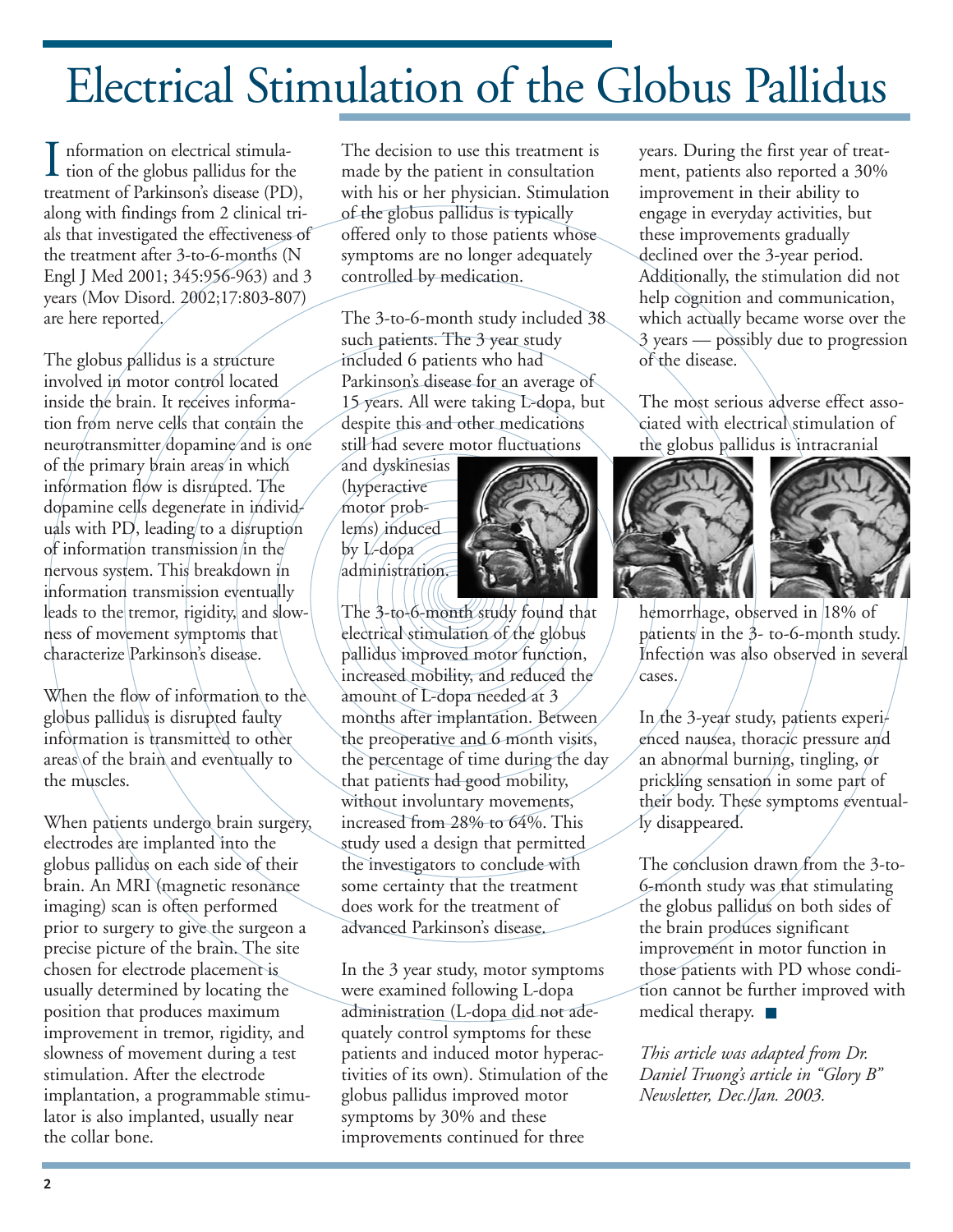# Electrical Stimulation of the Globus Pallidus

Information on electrical stimulation of the globus pallidus for the treatment of Parkinson's disease (PD), along with findings from 2 clinical trials that investigated the effectiveness of the treatment after 3-to-6-months (N Engl J Med 2001; 345:956-963) and 3 years (Mov Disord. 2002;17:803-807) are here reported.

The globus pallidus is a structure involved in motor control located inside the brain. It receives information from nerve cells that contain the neurotransmitter dopamine and is one of the primary brain areas in which information flow is disrupted. The dopamine cells degenerate in individuals with PD, leading to a disruption of information transmission in the nervous system. This breakdown in information transmission eventually leads to the tremor, rigidity, and slowness of movement symptoms that characterize Parkinson's disease.

When the flow of information to the globus pallidus is disrupted faulty information is transmitted to other areas of the brain and eventually to the muscles.

When patients undergo brain surgery, electrodes are implanted into the globus pallidus on each side of their brain. An MRI (magnetic resonance imaging) scan is often performed prior to surgery to give the surgeon a precise picture of the brain. The site chosen for electrode placement is usually determined by locating the position that produces maximum improvement in tremor, rigidity, and slowness of movement during a test stimulation. After the electrode implantation, a programmable stimulator is also implanted, usually near the collar bone.

The decision to use this treatment is made by the patient in consultation with his or her physician. Stimulation of the globus pallidus is typically offered only to those patients whose symptoms are no longer adequately controlled by medication.

The 3-to-6-month study included 38 such patients. The 3 year study included 6 patients who had Parkinson's disease for an average of 15 years. All were taking L-dopa, but despite this and other medications still had severe motor fluctuations and dyskinesias (hyperactive motor problems) induced by L-dopa administration.

The 3-to-6-month study found that electrical stimulation of the globus pallidus improved motor function, increased mobility, and reduced the amount of L-dopa needed at 3 months after implantation. Between the preoperative and 6 month visits, the percentage of time during the day that patients had good mobility, without involuntary movements, increased from 28% to 64%. This study used a design that permitted the investigators to conclude with some certainty that the treatment does work for the treatment of advanced Parkinson's disease.

In the 3 year study, motor symptoms were examined following L-dopa administration (L-dopa did not adequately control symptoms for these patients and induced motor hyperactivities of its own). Stimulation of the globus pallidus improved motor symptoms by 30% and these improvements continued for three years. During the first year of treatment, patients also reported a 30% improvement in their ability to engage in everyday activities, but these improvements gradually declined over the 3-year period. Additionally, the stimulation did not help cognition and communication, which actually became worse over the 3 years — possibly due to progression of the disease.

The most serious adverse effect associated with electrical stimulation of the globus pallidus is intracranial hemorrhage, observed in 18% of patients in the 3- to-6-month study. Infection was also observed in several cases.

In the 3-year study, patients experienced nausea, thoracic pressure and an abnormal burning, tingling, or prickling sensation in some part of their body. These symptoms eventually disappeared.

The conclusion drawn from the 3-to-6-month study was that stimulating the globus pallidus on both sides of the brain produces significant improvement in motor function in those patients with PD whose condition cannot be further improved with medical therapy. ■

*This article was adapted from Dr. Daniel Truong's article in "Glory B" Newsletter, Dec./Jan. 2003.*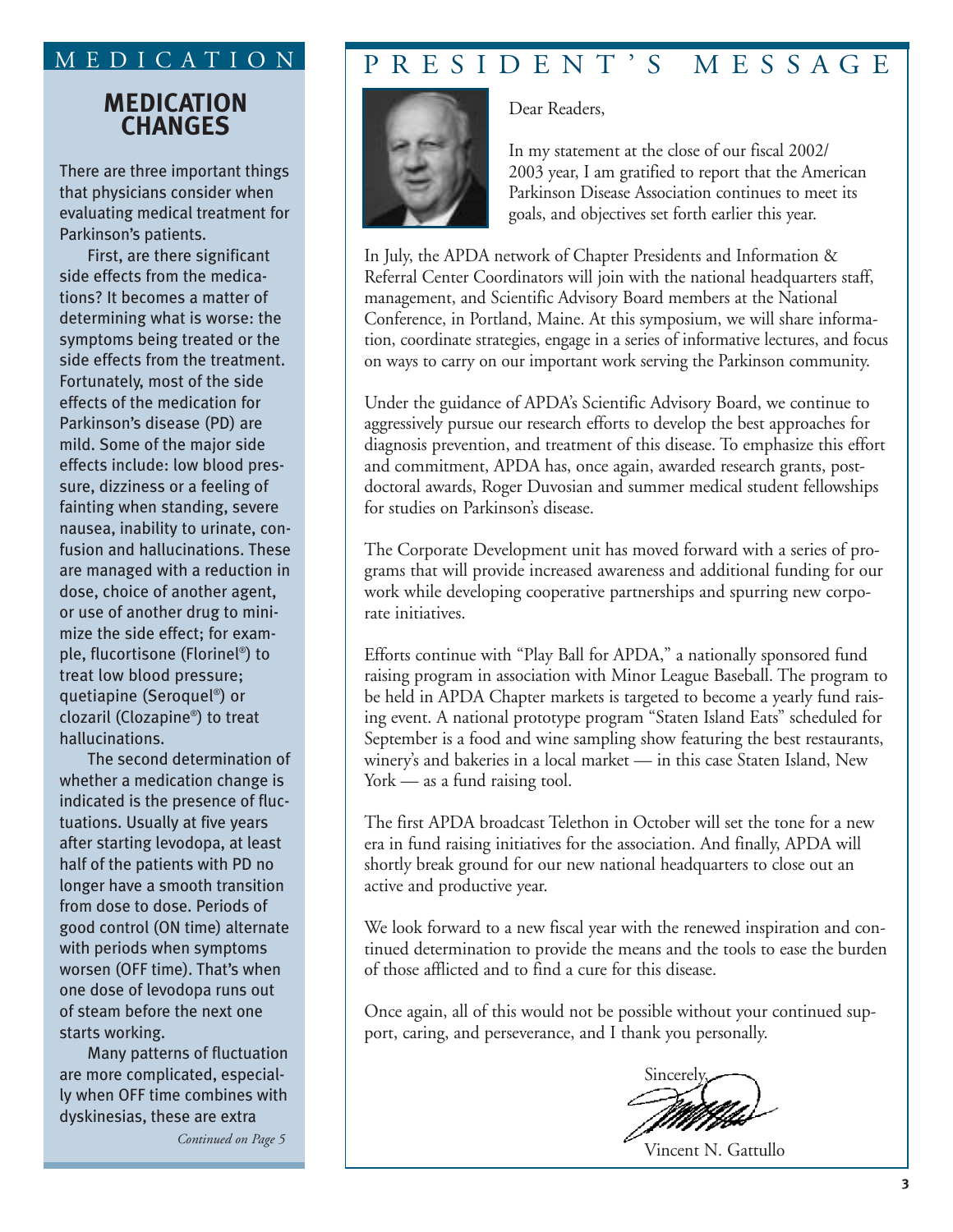# MEDICATION

## MEDICATION CHANGES

There are three important things that physicians consider when evaluating medical treatment for Parkinson's patients.

First, are there significant side effects from the medications? It becomes a matter of determining what is worse: the symptoms being treated or the side effects from the treatment. Fortunately, most of the side effects of the medication for Parkinson's disease (PD) are mild. Some of the major side effects include: low blood pressure, dizziness or a feeling of fainting when standing, severe nausea, inability to urinate, confusion and hallucinations. These are managed with a reduction in dose, choice of another agent, or use of another drug to minimize the side effect; for example, flucortisone (Florinel®) to treat low blood pressure; quetiapine (Seroquel®) or clozaril (Clozapine®) to treat hallucinations.

The second determination of whether a medication change is indicated is the presence of fluctuations. Usually at five years after starting levodopa, at least half of the patients with PD no longer have a smooth transition from dose to dose. Periods of good control (ON time) alternate with periods when symptoms worsen (OFF time). That's when one dose of levodopa runs out of steam before the next one starts working.

Many patterns of fluctuation are more complicated, especially when OFF time combines with dyskinesias, these are extra

*Continued on Page 5*

# PRESIDENT'S MESSAGE

Dear Readers,

In my statement at the close of our fiscal 2002/2003 year, I am gratified to report that the American Parkinson Disease Association continues to meet its goals, and objectives set forth earlier this year.

In July, the APDA network of Chapter Presidents and Information & Referral Center Coordinators will join with the national headquarters staff, management, and Scientific Advisory Board members at the National Conference, in Portland, Maine. At this symposium, we will share information, coordinate strategies, engage in a series of informative lectures, and focus on ways to carry on our important work serving the Parkinson community.

Under the guidance of APDA's Scientific Advisory Board, we continue to aggressively pursue our research efforts to develop the best approaches for diagnosis prevention, and treatment of this disease. To emphasize this effort and commitment, APDA has, once again, awarded research grants, post-doctoral awards, Roger Duvosian and summer medical student fellowships for studies on Parkinson's disease.

The Corporate Development unit has moved forward with a series of programs that will provide increased awareness and additional funding for our work while developing cooperative partnerships and spurring new corporate initiatives.

Efforts continue with "Play Ball for APDA," a nationally sponsored fund raising program in association with Minor League Baseball. The program to be held in APDA Chapter markets is targeted to become a yearly fund raising event. A national prototype program "Staten Island Eats" scheduled for September is a food and wine sampling show featuring the best restaurants, winery's and bakeries in a local market — in this case Staten Island, New York — as a fund raising tool.

The first APDA broadcast Telethon in October will set the tone for a new era in fund raising initiatives for the association. And finally, APDA will shortly break ground for our new national headquarters to close out an active and productive year.

We look forward to a new fiscal year with the renewed inspiration and continued determination to provide the means and the tools to ease the burden of those afflicted and to find a cure for this disease.

Once again, all of this would not be possible without your continued support, caring, and perseverance, and I thank you personally.

Sincerely,

Vincent N. Gattullo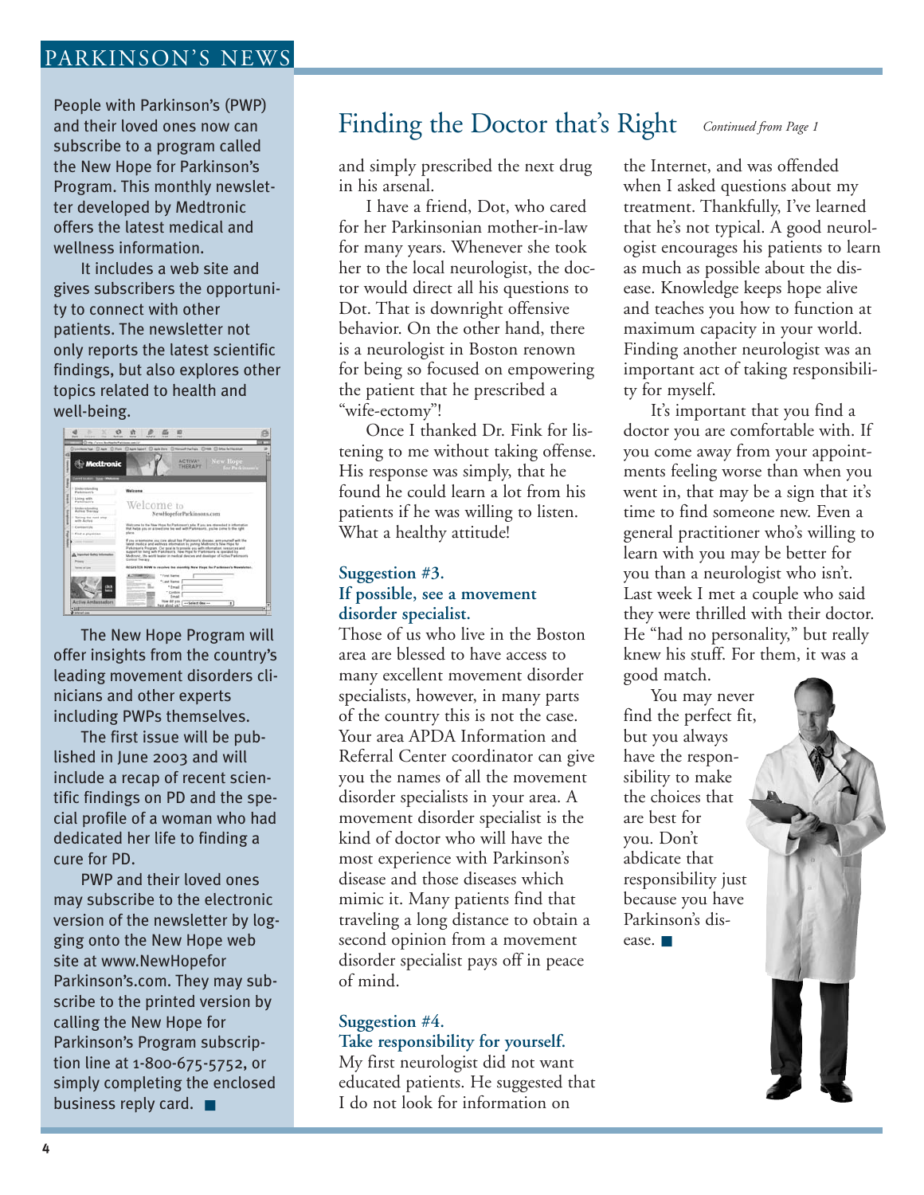## Finding the Doctor that's Right

*Continued from Page 1*

and simply prescribed the next drug in his arsenal.

I have a friend, Dot, who cared for her Parkinsonian mother-in-law for many years. Whenever she took her to the local neurologist, the doctor would direct all his questions to Dot. That is downright offensive behavior. On the other hand, there is a neurologist in Boston renown for being so focused on empowering the patient that he prescribed a "wife-ectomy"!

Once I thanked Dr. Fink for listening to me without taking offense. His response was simply, that he found he could learn a lot from his patients if he was willing to listen. What a healthy attitude!

### Suggestion #3. If possible, see a movement disorder specialist.

Those of us who live in the Boston area are blessed to have access to many excellent movement disorder specialists, however, in many parts of the country this is not the case. Your area APDA Information and Referral Center coordinator can give you the names of all the movement disorder specialists in your area. A movement disorder specialist is the kind of doctor who will have the most experience with Parkinson's disease and those diseases which mimic it. Many patients find that traveling a long distance to obtain a second opinion from a movement disorder specialist pays off in peace of mind.

### Suggestion #4. Take responsibility for yourself.

My first neurologist did not want educated patients. He suggested that I do not look for information on the Internet, and was offended when I asked questions about my treatment. Thankfully, I've learned that he's not typical. A good neurologist encourages his patients to learn as much as possible about the disease. Knowledge keeps hope alive and teaches you how to function at maximum capacity in your world. Finding another neurologist was an important act of taking responsibility for myself.

It's important that you find a doctor you are comfortable with. If you come away from your appointments feeling worse than when you went in, that may be a sign that it's time to find someone new. Even a general practitioner who's willing to learn with you may be better for you than a neurologist who isn't. Last week I met a couple who said they were thrilled with their doctor. He "had no personality," but really knew his stuff. For them, it was a good match.

You may never find the perfect fit, but you always have the responsibility to make the choices that are best for you. Don't abdicate that responsibility just because you have Parkinson's disease. ■

---

People with Parkinson's (PWP) and their loved ones now can subscribe to a program called the New Hope for Parkinson's Program. This monthly newsletter developed by Medtronic offers the latest medical and wellness information.

It includes a web site and gives subscribers the opportunity to connect with other patients. The newsletter not only reports the latest scientific findings, but also explores other topics related to health and well-being.

The New Hope Program will offer insights from the country's leading movement disorders clinicians and other experts including PWPs themselves.

The first issue will be published in June 2003 and will include a recap of recent scientific findings on PD and the special profile of a woman who had dedicated her life to finding a cure for PD.

PWP and their loved ones may subscribe to the electronic version of the newsletter by logging onto the New Hope web site at www.NewHopeforParkinson's.com. They may subscribe to the printed version by calling the New Hope for Parkinson's Program subscription line at 1-800-675-5752, or simply completing the enclosed business reply card. ■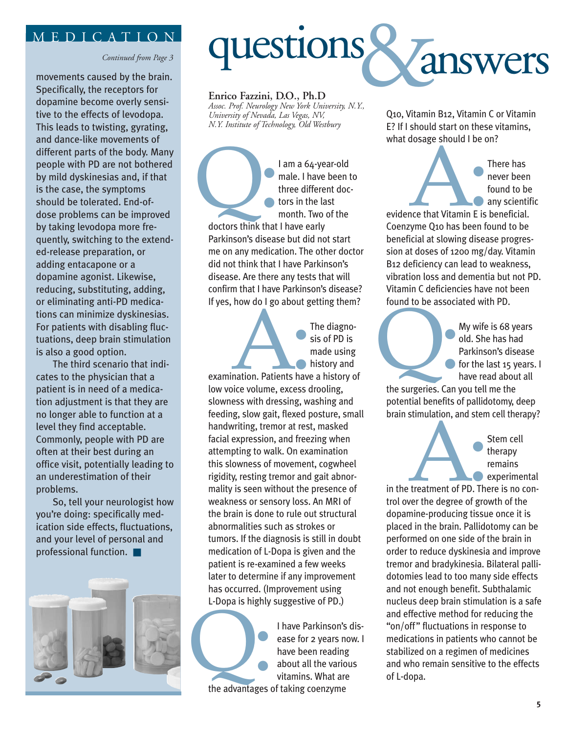MEDICATION

*Continued from Page 3*

movements caused by the brain. Specifically, the receptors for dopamine become overly sensitive to the effects of levodopa. This leads to twisting, gyrating, and dance-like movements of different parts of the body. Many people with PD are not bothered by mild dyskinesias and, if that is the case, the symptoms should be tolerated. End-of-dose problems can be improved by taking levodopa more frequently, switching to the extended-release preparation, or adding entacapone or a dopamine agonist. Likewise, reducing, substituting, adding, or eliminating anti-PD medications can minimize dyskinesias. For patients with disabling fluctuations, deep brain stimulation is also a good option.

The third scenario that indicates to the physician that a patient is in need of a medication adjustment is that they are no longer able to function at a level they find acceptable. Commonly, people with PD are often at their best during an office visit, potentially leading to an underestimation of their problems.

So, tell your neurologist how you're doing: specifically medication side effects, fluctuations, and your level of personal and professional function. ■

# questions & answers

**Enrico Fazzini, D.O., Ph.D**
*Assoc. Prof. Neurology New York University, N.Y., University of Nevada, Las Vegas, NV, N.Y. Institute of Technology, Old Westbury*

**Q:** I am a 64-year-old male. I have been to three different doctors in the last month. Two of the doctors think that I have early Parkinson's disease but did not start me on any medication. The other doctor did not think that I have Parkinson's disease. Are there any tests that will confirm that I have Parkinson's disease? If yes, how do I go about getting them?

**A:** The diagnosis of PD is made using history and examination. Patients have a history of low voice volume, excess drooling, slowness with dressing, washing and feeding, slow gait, flexed posture, small handwriting, tremor at rest, masked facial expression, and freezing when attempting to walk. On examination this slowness of movement, cogwheel rigidity, resting tremor and gait abnormality is seen without the presence of weakness or sensory loss. An MRI of the brain is done to rule out structural abnormalities such as strokes or tumors. If the diagnosis is still in doubt medication of L-Dopa is given and the patient is re-examined a few weeks later to determine if any improvement has occurred. (Improvement using L-Dopa is highly suggestive of PD.)

**Q:** I have Parkinson's disease for 2 years now. I have been reading about all the various vitamins. What are the advantages of taking coenzyme Q10, Vitamin B12, Vitamin C or Vitamin E? If I should start on these vitamins, what dosage should I be on?

**A:** There has never been found to be any scientific evidence that Vitamin E is beneficial. Coenzyme Q10 has been found to be beneficial at slowing disease progression at doses of 1200 mg/day. Vitamin B12 deficiency can lead to weakness, vibration loss and dementia but not PD. Vitamin C deficiencies have not been found to be associated with PD.

**Q:** My wife is 68 years old. She has had Parkinson's disease for the last 15 years. I have read about all the surgeries. Can you tell me the potential benefits of pallidotomy, deep brain stimulation, and stem cell therapy?

**A:** Stem cell therapy remains experimental in the treatment of PD. There is no control over the degree of growth of the dopamine-producing tissue once it is placed in the brain. Pallidotomy can be performed on one side of the brain in order to reduce dyskinesia and improve tremor and bradykinesia. Bilateral pallidotomies lead to too many side effects and not enough benefit. Subthalamic nucleus deep brain stimulation is a safe and effective method for reducing the "on/off" fluctuations in response to medications in patients who cannot be stabilized on a regimen of medicines and who remain sensitive to the effects of L-dopa.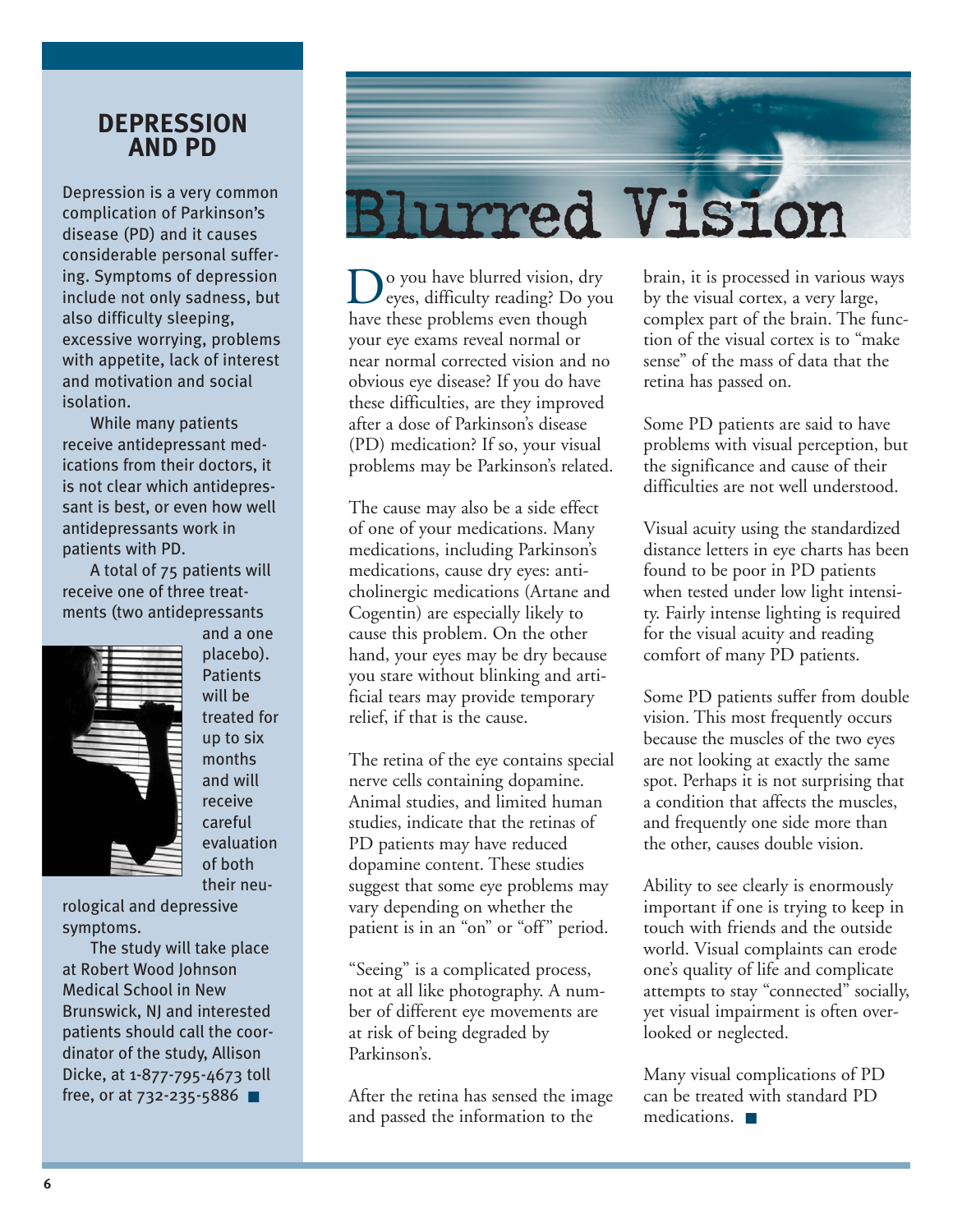## DEPRESSION AND PD

Depression is a very common complication of Parkinson's disease (PD) and it causes considerable personal suffering. Symptoms of depression include not only sadness, but also difficulty sleeping, excessive worrying, problems with appetite, lack of interest and motivation and social isolation.

While many patients receive antidepressant medications from their doctors, it is not clear which antidepressant is best, or even how well antidepressants work in patients with PD.

A total of 75 patients will receive one of three treatments (two antidepressants and a one placebo). Patients will be treated for up to six months and will receive careful evaluation of both their neurological and depressive symptoms.

The study will take place at Robert Wood Johnson Medical School in New Brunswick, NJ and interested patients should call the coordinator of the study, Allison Dicke, at 1-877-795-4673 toll free, or at 732-235-5886 ■

# Blurred Vision

Do you have blurred vision, dry eyes, difficulty reading? Do you have these problems even though your eye exams reveal normal or near normal corrected vision and no obvious eye disease? If you do have these difficulties, are they improved after a dose of Parkinson's disease (PD) medication? If so, your visual problems may be Parkinson's related.

The cause may also be a side effect of one of your medications. Many medications, including Parkinson's medications, cause dry eyes: anticholinergic medications (Artane and Cogentin) are especially likely to cause this problem. On the other hand, your eyes may be dry because you stare without blinking and artificial tears may provide temporary relief, if that is the cause.

The retina of the eye contains special nerve cells containing dopamine. Animal studies, and limited human studies, indicate that the retinas of PD patients may have reduced dopamine content. These studies suggest that some eye problems may vary depending on whether the patient is in an "on" or "off" period.

"Seeing" is a complicated process, not at all like photography. A number of different eye movements are at risk of being degraded by Parkinson's.

After the retina has sensed the image and passed the information to the brain, it is processed in various ways by the visual cortex, a very large, complex part of the brain. The function of the visual cortex is to "make sense" of the mass of data that the retina has passed on.

Some PD patients are said to have problems with visual perception, but the significance and cause of their difficulties are not well understood.

Visual acuity using the standardized distance letters in eye charts has been found to be poor in PD patients when tested under low light intensity. Fairly intense lighting is required for the visual acuity and reading comfort of many PD patients.

Some PD patients suffer from double vision. This most frequently occurs because the muscles of the two eyes are not looking at exactly the same spot. Perhaps it is not surprising that a condition that affects the muscles, and frequently one side more than the other, causes double vision.

Ability to see clearly is enormously important if one is trying to keep in touch with friends and the outside world. Visual complaints can erode one's quality of life and complicate attempts to stay "connected" socially, yet visual impairment is often overlooked or neglected.

Many visual complications of PD can be treated with standard PD medications. ■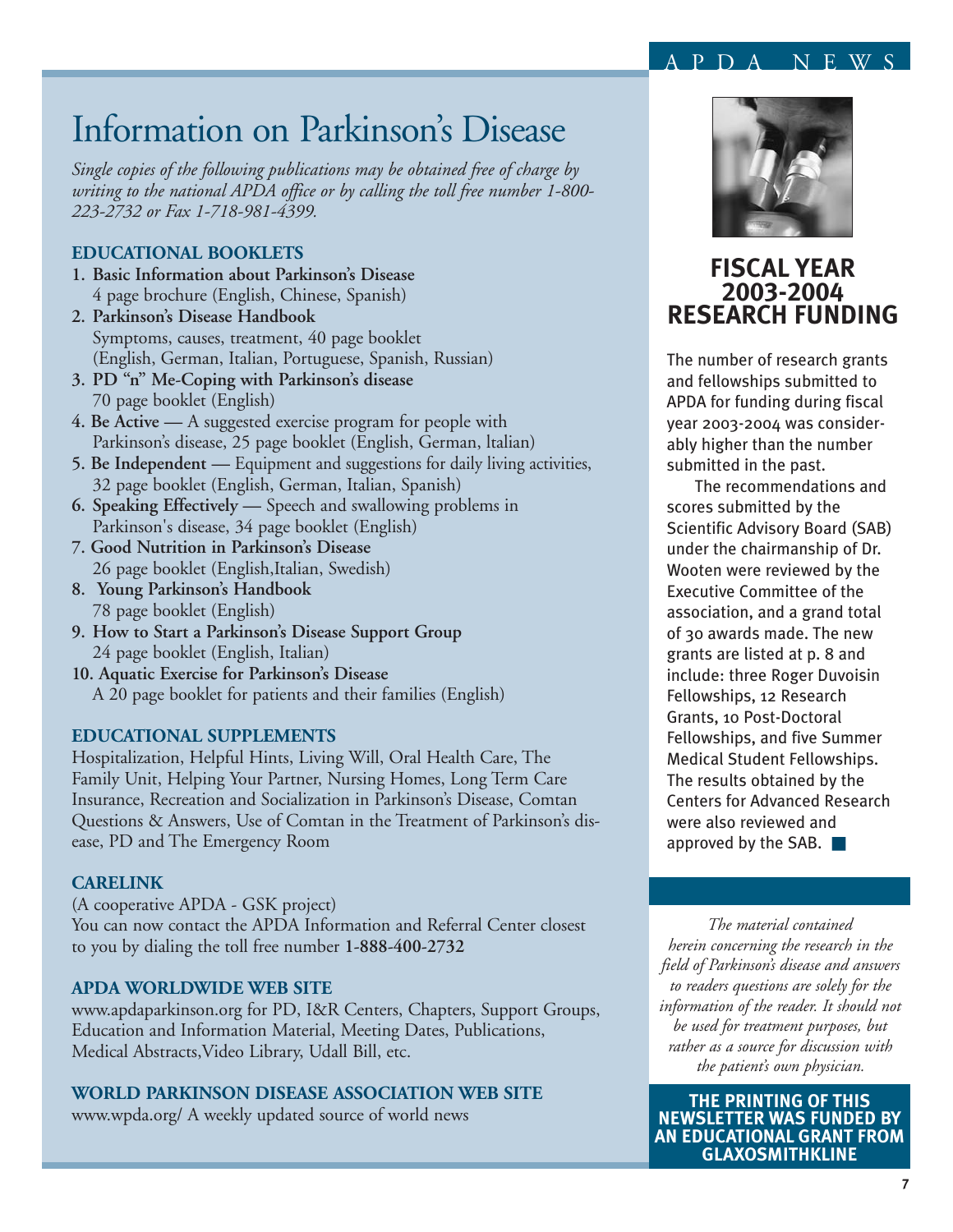# Information on Parkinson's Disease

*Single copies of the following publications may be obtained free of charge by writing to the national APDA office or by calling the toll free number 1-800-223-2732 or Fax 1-718-981-4399.*

### EDUCATIONAL BOOKLETS

1. **Basic Information about Parkinson's Disease**
   4 page brochure (English, Chinese, Spanish)
2. **Parkinson's Disease Handbook**
   Symptoms, causes, treatment, 40 page booklet
   (English, German, Italian, Portuguese, Spanish, Russian)
3. **PD "n" Me-Coping with Parkinson's disease**
   70 page booklet (English)
4. **Be Active —** A suggested exercise program for people with Parkinson's disease, 25 page booklet (English, German, Italian)
5. **Be Independent —** Equipment and suggestions for daily living activities, 32 page booklet (English, German, Italian, Spanish)
6. **Speaking Effectively —** Speech and swallowing problems in Parkinson's disease, 34 page booklet (English)
7. **Good Nutrition in Parkinson's Disease**
   26 page booklet (English,Italian, Swedish)
8. **Young Parkinson's Handbook**
   78 page booklet (English)
9. **How to Start a Parkinson's Disease Support Group**
   24 page booklet (English, Italian)
10. **Aquatic Exercise for Parkinson's Disease**
    A 20 page booklet for patients and their families (English)

### EDUCATIONAL SUPPLEMENTS

Hospitalization, Helpful Hints, Living Will, Oral Health Care, The Family Unit, Helping Your Partner, Nursing Homes, Long Term Care Insurance, Recreation and Socialization in Parkinson's Disease, Comtan Questions & Answers, Use of Comtan in the Treatment of Parkinson's disease, PD and The Emergency Room

### CARELINK

(A cooperative APDA - GSK project)
You can now contact the APDA Information and Referral Center closest to you by dialing the toll free number **1-888-400-2732**

### APDA WORLDWIDE WEB SITE

www.apdaparkinson.org for PD, I&R Centers, Chapters, Support Groups, Education and Information Material, Meeting Dates, Publications, Medical Abstracts,Video Library, Udall Bill, etc.

### WORLD PARKINSON DISEASE ASSOCIATION WEB SITE

www.wpda.org/ A weekly updated source of world news

## FISCAL YEAR 2003-2004 RESEARCH FUNDING

The number of research grants and fellowships submitted to APDA for funding during fiscal year 2003-2004 was considerably higher than the number submitted in the past.

The recommendations and scores submitted by the Scientific Advisory Board (SAB) under the chairmanship of Dr. Wooten were reviewed by the Executive Committee of the association, and a grand total of 30 awards made. The new grants are listed at p. 8 and include: three Roger Duvoisin Fellowships, 12 Research Grants, 10 Post-Doctoral Fellowships, and five Summer Medical Student Fellowships. The results obtained by the Centers for Advanced Research were also reviewed and approved by the SAB. ■

*The material contained herein concerning the research in the field of Parkinson's disease and answers to readers questions are solely for the information of the reader. It should not be used for treatment purposes, but rather as a source for discussion with the patient's own physician.*

**THE PRINTING OF THIS NEWSLETTER WAS FUNDED BY AN EDUCATIONAL GRANT FROM GLAXOSMITHKLINE**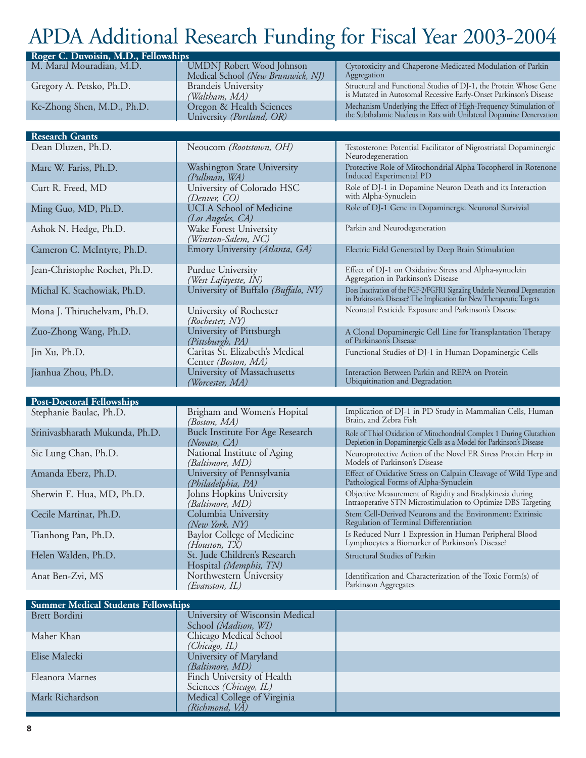# APDA Additional Research Funding for Fiscal Year 2003-2004

| Roger C. Duvoisin, M.D., Fellowships | | |
|---|---|---|
| M. Maral Mouradian, M.D. | UMDNJ Robert Wood Johnson Medical School *(New Brunswick, NJ)* | Cytotoxicity and Chaperone-Medicated Modulation of Parkin Aggregation |
| Gregory A. Petsko, Ph.D. | Brandeis University *(Waltham, MA)* | Structural and Functional Studies of DJ-1, the Protein Whose Gene is Mutated in Autosomal Recessive Early-Onset Parkinson's Disease |
| Ke-Zhong Shen, M.D., Ph.D. | Oregon & Health Sciences University *(Portland, OR)* | Mechanism Underlying the Effect of High-Frequency Stimulation of the Subthalamic Nucleus in Rats with Unilateral Dopamine Denervation |

| Research Grants | | |
|---|---|---|
| Dean Dluzen, Ph.D. | Neoucom *(Rootstown, OH)* | Testosterone: Potential Facilitator of Nigrostriatal Dopaminergic Neurodegeneration |
| Marc W. Fariss, Ph.D. | Washington State University *(Pullman, WA)* | Protective Role of Mitochondrial Alpha Tocopherol in Rotenone Induced Experimental PD |
| Curt R. Freed, MD | University of Colorado HSC *(Denver, CO)* | Role of DJ-1 in Dopamine Neuron Death and its Interaction with Alpha-Synuclein |
| Ming Guo, MD, Ph.D. | UCLA School of Medicine *(Los Angeles, CA)* | Role of DJ-1 Gene in Dopaminergic Neuronal Survivial |
| Ashok N. Hedge, Ph.D. | Wake Forest University *(Winston-Salem, NC)* | Parkin and Neurodegeneration |
| Cameron C. McIntyre, Ph.D. | Emory University *(Atlanta, GA)* | Electric Field Generated by Deep Brain Stimulation |
| Jean-Christophe Rochet, Ph.D. | Purdue University *(West Lafayette, IN)* | Effect of DJ-1 on Oxidative Stress and Alpha-synuclein Aggregation in Parkinson's Disease |
| Michal K. Stachowiak, Ph.D. | University of Buffalo *(Buffalo, NY)* | Does Inactivation of the FGF-2/FGFR1 Signaling Underlie Neuronal Degeneration in Parkinson's Disease? The Implication for New Therapeutic Targets |
| Mona J. Thiruchelvam, Ph.D. | University of Rochester *(Rochester, NY)* | Neonatal Pesticide Exposure and Parkinson's Disease |
| Zuo-Zhong Wang, Ph.D. | University of Pittsburgh *(Pittsburgh, PA)* | A Clonal Dopaminergic Cell Line for Transplantation Therapy of Parkinson's Disease |
| Jin Xu, Ph.D. | Caritas St. Elizabeth's Medical Center *(Boston, MA)* | Functional Studies of DJ-1 in Human Dopaminergic Cells |
| Jianhua Zhou, Ph.D. | University of Massachusetts *(Worcester, MA)* | Interaction Between Parkin and REPA on Protein Ubiquitination and Degradation |

| Post-Doctoral Fellowships | | |
|---|---|---|
| Stephanie Baulac, Ph.D. | Brigham and Women's Hospital *(Boston, MA)* | Implication of DJ-1 in PD Study in Mammalian Cells, Human Brain, and Zebra Fish |
| Srinivasbharath Mukunda, Ph.D. | Buck Institute For Age Research *(Novato, CA)* | Role of Thiol Oxidation of Mitochondrial Complex 1 During Glutathion Depletion in Dopaminergic Cells as a Model for Parkinson's Disease |
| Sic Lung Chan, Ph.D. | National Institute of Aging *(Baltimore, MD)* | Neuroprotective Action of the Novel ER Stress Protein Herp in Models of Parkinson's Disease |
| Amanda Eberz, Ph.D. | University of Pennsylvania *(Philadelphia, PA)* | Effect of Oxidative Stress on Calpain Cleavage of Wild Type and Pathological Forms of Alpha-Synuclein |
| Sherwin E. Hua, MD, Ph.D. | Johns Hopkins University *(Baltimore, MD)* | Objective Measurement of Rigidity and Bradykinesia during Intraoperative STN Microstimulation to Optimize DBS Targeting |
| Cecile Martinat, Ph.D. | Columbia University *(New York, NY)* | Stem Cell-Derived Neurons and the Environment: Extrinsic Regulation of Terminal Differentiation |
| Tianhong Pan, Ph.D. | Baylor College of Medicine *(Houston, TX)* | Is Reduced Nurr 1 Expression in Human Peripheral Blood Lymphocytes a Biomarker of Parkinson's Disease? |
| Helen Walden, Ph.D. | St. Jude Children's Research Hospital *(Memphis, TN)* | Structural Studies of Parkin |
| Anat Ben-Zvi, MS | Northwestern University *(Evanston, IL)* | Identification and Characterization of the Toxic Form(s) of Parkinson Aggregates |

| Summer Medical Students Fellowships | | |
|---|---|---|
| Brett Bordini | University of Wisconsin Medical School *(Madison, WI)* | |
| Maher Khan | Chicago Medical School *(Chicago, IL)* | |
| Elise Malecki | University of Maryland *(Baltimore, MD)* | |
| Eleanora Marnes | Finch University of Health Sciences *(Chicago, IL)* | |
| Mark Richardson | Medical College of Virginia *(Richmond, VA)* | |